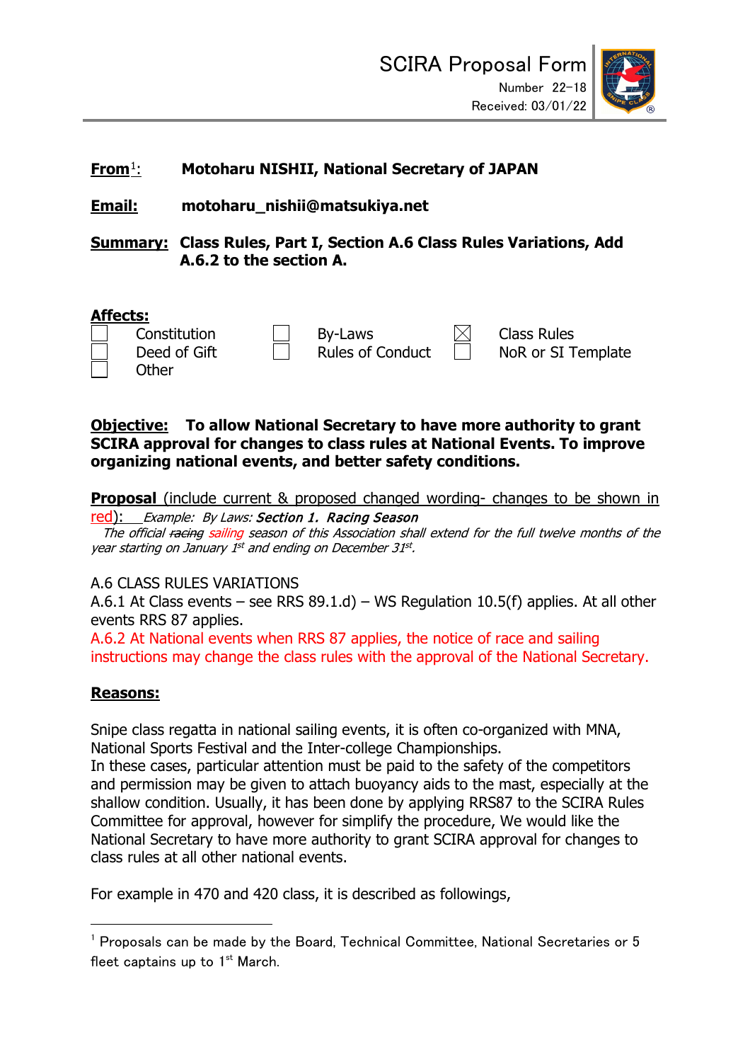# SCIRA Proposal Form

Number 22-18
Received: 03/01/22

**From**[1]**:** **Motoharu NISHII, National Secretary of JAPAN**

**Email:** **motoharu_nishii@matsukiya.net**

**Summary:** **Class Rules, Part I, Section A.6 Class Rules Variations, Add A.6.2 to the section A.**

**Affects:**

- [ ] Constitution
- [ ] Deed of Gift
- [ ] Other
- [ ] By-Laws
- [ ] Rules of Conduct
- [x] Class Rules
- [ ] NoR or SI Template

**Objective:** **To allow National Secretary to have more authority to grant SCIRA approval for changes to class rules at National Events. To improve organizing national events, and better safety conditions.**

**Proposal** (include current & proposed changed wording- changes to be shown in red): *Example: By Laws:* ***Section 1. Racing Season***
*The official ~~racing~~ sailing season of this Association shall extend for the full twelve months of the year starting on January 1st and ending on December 31st.*

A.6 CLASS RULES VARIATIONS
A.6.1 At Class events – see RRS 89.1.d) – WS Regulation 10.5(f) applies. At all other events RRS 87 applies.
A.6.2 At National events when RRS 87 applies, the notice of race and sailing instructions may change the class rules with the approval of the National Secretary.

**Reasons:**

Snipe class regatta in national sailing events, it is often co-organized with MNA, National Sports Festival and the Inter-college Championships.
In these cases, particular attention must be paid to the safety of the competitors and permission may be given to attach buoyancy aids to the mast, especially at the shallow condition. Usually, it has been done by applying RRS87 to the SCIRA Rules Committee for approval, however for simplify the procedure, We would like the National Secretary to have more authority to grant SCIRA approval for changes to class rules at all other national events.

For example in 470 and 420 class, it is described as followings,

---

[1] Proposals can be made by the Board, Technical Committee, National Secretaries or 5 fleet captains up to 1st March.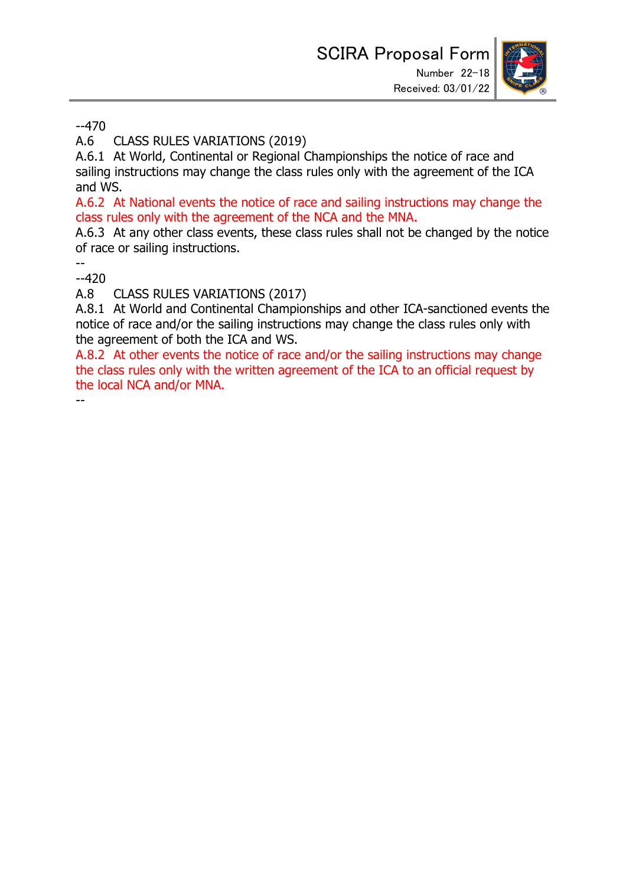--470

A.6 CLASS RULES VARIATIONS (2019)

A.6.1 At World, Continental or Regional Championships the notice of race and sailing instructions may change the class rules only with the agreement of the ICA and WS.

A.6.2 At National events the notice of race and sailing instructions may change the class rules only with the agreement of the NCA and the MNA.

A.6.3 At any other class events, these class rules shall not be changed by the notice of race or sailing instructions.

--

--420

A.8 CLASS RULES VARIATIONS (2017)

A.8.1 At World and Continental Championships and other ICA-sanctioned events the notice of race and/or the sailing instructions may change the class rules only with the agreement of both the ICA and WS.

A.8.2 At other events the notice of race and/or the sailing instructions may change the class rules only with the written agreement of the ICA to an official request by the local NCA and/or MNA.

--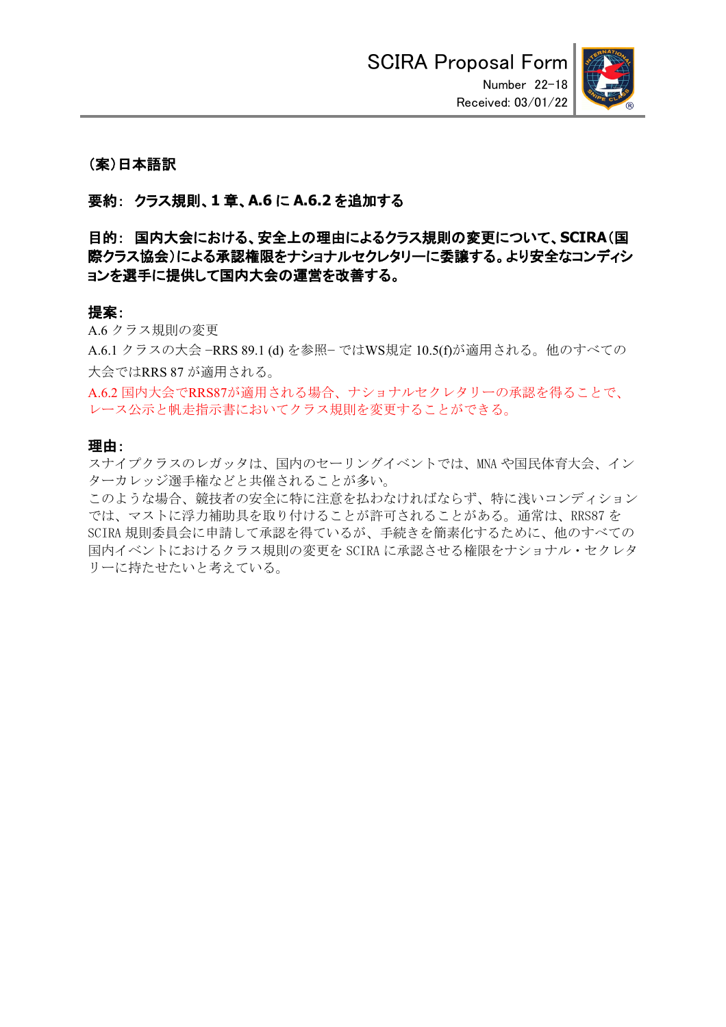# SCIRA Proposal Form

Number 22-18
Received: 03/01/22

**（案）日本語訳**

**要約： クラス規則、1 章、A.6 に A.6.2 を追加する**

**目的： 国内大会における、安全上の理由によるクラス規則の変更について、SCIRA（国際クラス協会）による承認権限をナショナルセクレタリーに委譲する。より安全なコンディションを選手に提供して国内大会の運営を改善する。**

**提案：**

A.6 クラス規則の変更

A.6.1 クラスの大会 –RRS 89.1 (d) を参照– ではWS規定 10.5(f)が適用される。他のすべての大会ではRRS 87 が適用される。

A.6.2 国内大会でRRS87が適用される場合、ナショナルセクレタリーの承認を得ることで、レース公示と帆走指示書においてクラス規則を変更することができる。

**理由：**

スナイプクラスのレガッタは、国内のセーリングイベントでは、MNA や国民体育大会、インターカレッジ選手権などと共催されることが多い。

このような場合、競技者の安全に特に注意を払わなければならず、特に浅いコンディションでは、マストに浮力補助具を取り付けることが許可されることがある。通常は、RRS87 を SCIRA 規則委員会に申請して承認を得ているが、手続きを簡素化するために、他のすべての国内イベントにおけるクラス規則の変更を SCIRA に承認させる権限をナショナル・セクレタリーに持たせたいと考えている。